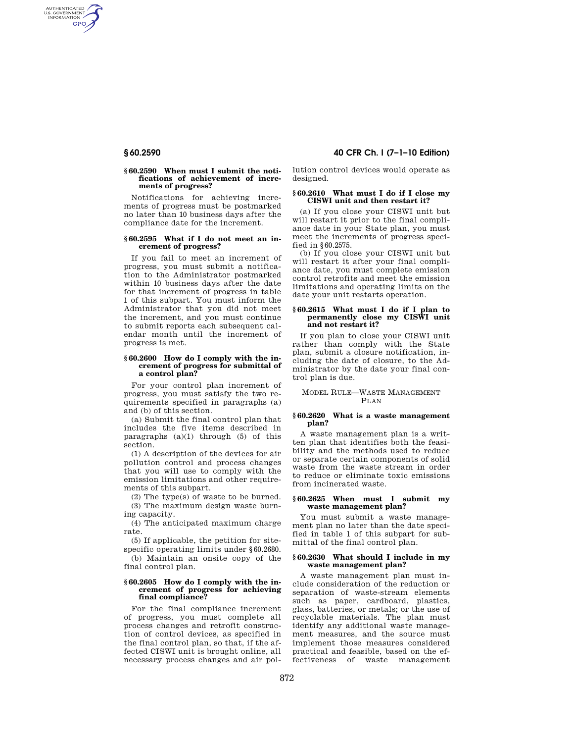### § 60.2590 When must I submit the notifications of achievement of increments of progress?

Notifications for achieving increments of progress must be postmarked no later than 10 business days after the compliance date for the increment.

### § 60.2595 What if I do not meet an increment of progress?

If you fail to meet an increment of progress, you must submit a notification to the Administrator postmarked within 10 business days after the date for that increment of progress in table 1 of this subpart. You must inform the Administrator that you did not meet the increment, and you must continue to submit reports each subsequent calendar month until the increment of progress is met.

### § 60.2600 How do I comply with the increment of progress for submittal of a control plan?

For your control plan increment of progress, you must satisfy the two requirements specified in paragraphs (a) and (b) of this section.

(a) Submit the final control plan that includes the five items described in paragraphs (a)(1) through (5) of this section.

(1) A description of the devices for air pollution control and process changes that you will use to comply with the emission limitations and other requirements of this subpart.

(2) The type(s) of waste to be burned.

(3) The maximum design waste burning capacity.

(4) The anticipated maximum charge rate.

(5) If applicable, the petition for site-specific operating limits under § 60.2680.

(b) Maintain an onsite copy of the final control plan.

### § 60.2605 How do I comply with the increment of progress for achieving final compliance?

For the final compliance increment of progress, you must complete all process changes and retrofit construction of control devices, as specified in the final control plan, so that, if the affected CISWI unit is brought online, all necessary process changes and air pollution control devices would operate as designed.

### § 60.2610 What must I do if I close my CISWI unit and then restart it?

(a) If you close your CISWI unit but will restart it prior to the final compliance date in your State plan, you must meet the increments of progress specified in § 60.2575.

(b) If you close your CISWI unit but will restart it after your final compliance date, you must complete emission control retrofits and meet the emission limitations and operating limits on the date your unit restarts operation.

### § 60.2615 What must I do if I plan to permanently close my CISWI unit and not restart it?

If you plan to close your CISWI unit rather than comply with the State plan, submit a closure notification, including the date of closure, to the Administrator by the date your final control plan is due.

## Model Rule—Waste Management Plan

### § 60.2620 What is a waste management plan?

A waste management plan is a written plan that identifies both the feasibility and the methods used to reduce or separate certain components of solid waste from the waste stream in order to reduce or eliminate toxic emissions from incinerated waste.

### § 60.2625 When must I submit my waste management plan?

You must submit a waste management plan no later than the date specified in table 1 of this subpart for submittal of the final control plan.

### § 60.2630 What should I include in my waste management plan?

A waste management plan must include consideration of the reduction or separation of waste-stream elements such as paper, cardboard, plastics, glass, batteries, or metals; or the use of recyclable materials. The plan must identify any additional waste management measures, and the source must implement those measures considered practical and feasible, based on the effectiveness of waste management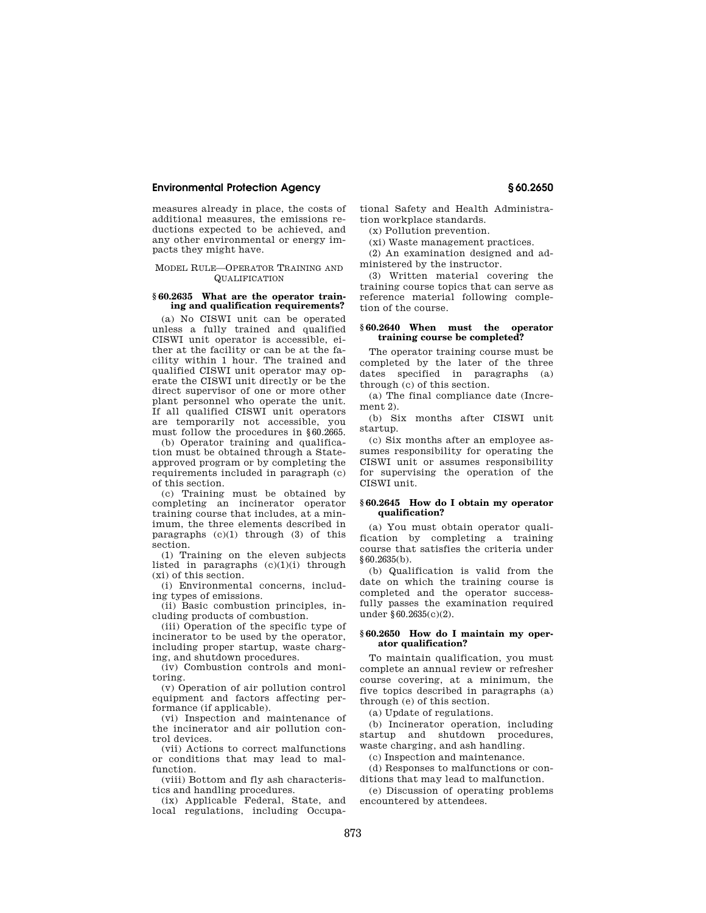measures already in place, the costs of additional measures, the emissions reductions expected to be achieved, and any other environmental or energy impacts they might have.

MODEL RULE—OPERATOR TRAINING AND QUALIFICATION

### § 60.2635 What are the operator training and qualification requirements?

(a) No CISWI unit can be operated unless a fully trained and qualified CISWI unit operator is accessible, either at the facility or can be at the facility within 1 hour. The trained and qualified CISWI unit operator may operate the CISWI unit directly or be the direct supervisor of one or more other plant personnel who operate the unit. If all qualified CISWI unit operators are temporarily not accessible, you must follow the procedures in § 60.2665.

(b) Operator training and qualification must be obtained through a State-approved program or by completing the requirements included in paragraph (c) of this section.

(c) Training must be obtained by completing an incinerator operator training course that includes, at a minimum, the three elements described in paragraphs (c)(1) through (3) of this section.

(1) Training on the eleven subjects listed in paragraphs (c)(1)(i) through (xi) of this section.

(i) Environmental concerns, including types of emissions.

(ii) Basic combustion principles, including products of combustion.

(iii) Operation of the specific type of incinerator to be used by the operator, including proper startup, waste charging, and shutdown procedures.

(iv) Combustion controls and monitoring.

(v) Operation of air pollution control equipment and factors affecting performance (if applicable).

(vi) Inspection and maintenance of the incinerator and air pollution control devices.

(vii) Actions to correct malfunctions or conditions that may lead to malfunction.

(viii) Bottom and fly ash characteristics and handling procedures.

(ix) Applicable Federal, State, and local regulations, including Occupational Safety and Health Administration workplace standards.

(x) Pollution prevention.

(xi) Waste management practices.

(2) An examination designed and administered by the instructor.

(3) Written material covering the training course topics that can serve as reference material following completion of the course.

### § 60.2640 When must the operator training course be completed?

The operator training course must be completed by the later of the three dates specified in paragraphs (a) through (c) of this section.

(a) The final compliance date (Increment 2).

(b) Six months after CISWI unit startup.

(c) Six months after an employee assumes responsibility for operating the CISWI unit or assumes responsibility for supervising the operation of the CISWI unit.

### § 60.2645 How do I obtain my operator qualification?

(a) You must obtain operator qualification by completing a training course that satisfies the criteria under § 60.2635(b).

(b) Qualification is valid from the date on which the training course is completed and the operator successfully passes the examination required under § 60.2635(c)(2).

### § 60.2650 How do I maintain my operator qualification?

To maintain qualification, you must complete an annual review or refresher course covering, at a minimum, the five topics described in paragraphs (a) through (e) of this section.

(a) Update of regulations.

(b) Incinerator operation, including startup and shutdown procedures, waste charging, and ash handling.

(c) Inspection and maintenance.

(d) Responses to malfunctions or conditions that may lead to malfunction.

(e) Discussion of operating problems encountered by attendees.